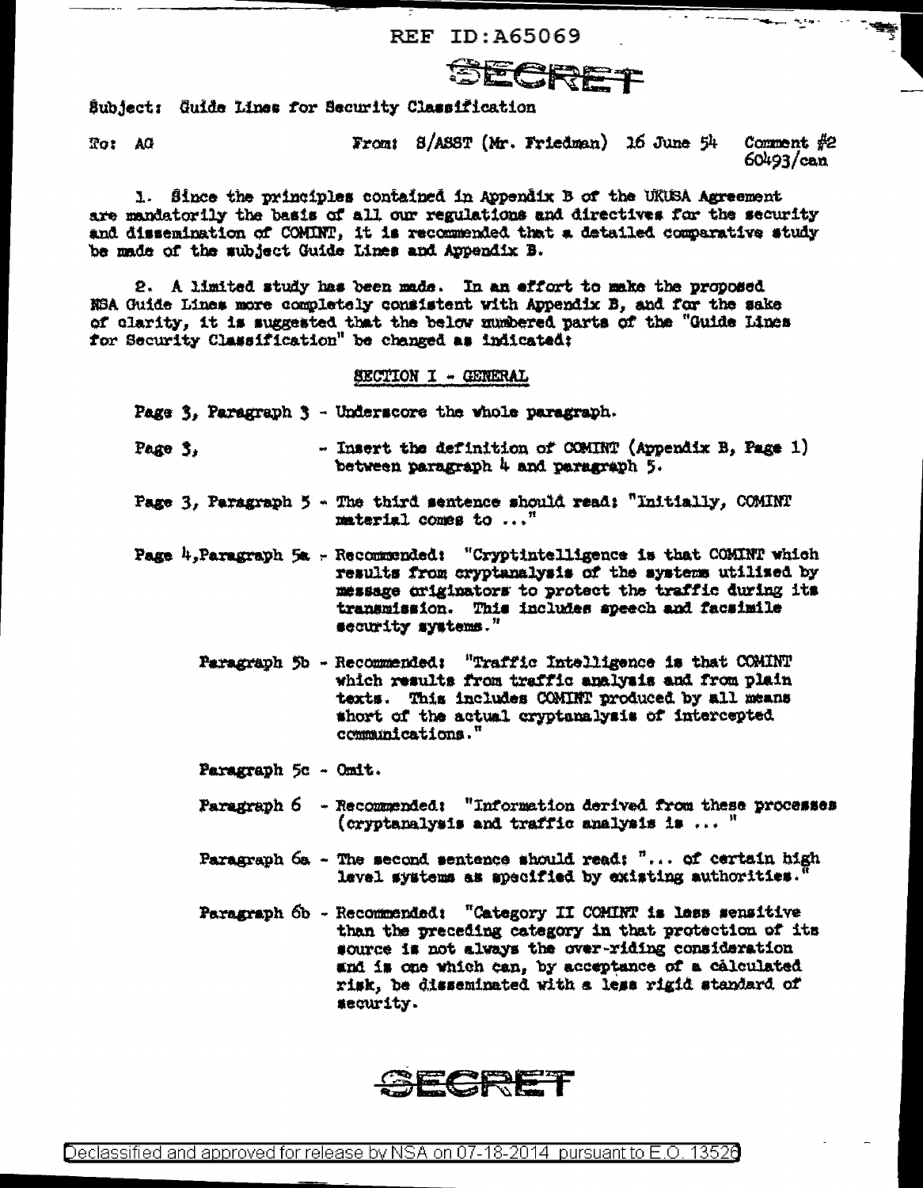REF ID:A65069

SECRET

Subject: Guide Lines for Security Classification

To: AG    From: S/ASST (Mr. Friedman) 16 June 54    Comment #2
60493/can

1. Since the principles contained in Appendix B of the UKUSA Agreement are mandatorily the basis of all our regulations and directives for the security and dissemination of COMINT, it is recommended that a detailed comparative study be made of the subject Guide Lines and Appendix B.

2. A limited study has been made. In an effort to make the proposed NSA Guide Lines more completely consistent with Appendix B, and for the sake of clarity, it is suggested that the below numbered parts of the "Guide Lines for Security Classification" be changed as indicated:

SECTION I - GENERAL

Page 3, Paragraph 3 - Underscore the whole paragraph.

Page 3, - Insert the definition of COMINT (Appendix B, Page 1) between paragraph 4 and paragraph 5.

Page 3, Paragraph 5 - The third sentence should read: "Initially, COMINT material comes to ..."

Page 4, Paragraph 5a - Recommended: "Cryptintelligence is that COMINT which results from cryptanalysis of the systems utilized by message originators to protect the traffic during its transmission. This includes speech and facsimile security systems."

Paragraph 5b - Recommended: "Traffic Intelligence is that COMINT which results from traffic analysis and from plain texts. This includes COMINT produced by all means short of the actual cryptanalysis of intercepted communications."

Paragraph 5c - Omit.

Paragraph 6 - Recommended: "Information derived from these processes (cryptanalysis and traffic analysis is ... "

Paragraph 6a - The second sentence should read: "... of certain high level systems as specified by existing authorities."

Paragraph 6b - Recommended: "Category II COMINT is less sensitive than the preceding category in that protection of its source is not always the over-riding consideration and is one which can, by acceptance of a calculated risk, be disseminated with a less rigid standard of security.

SECRET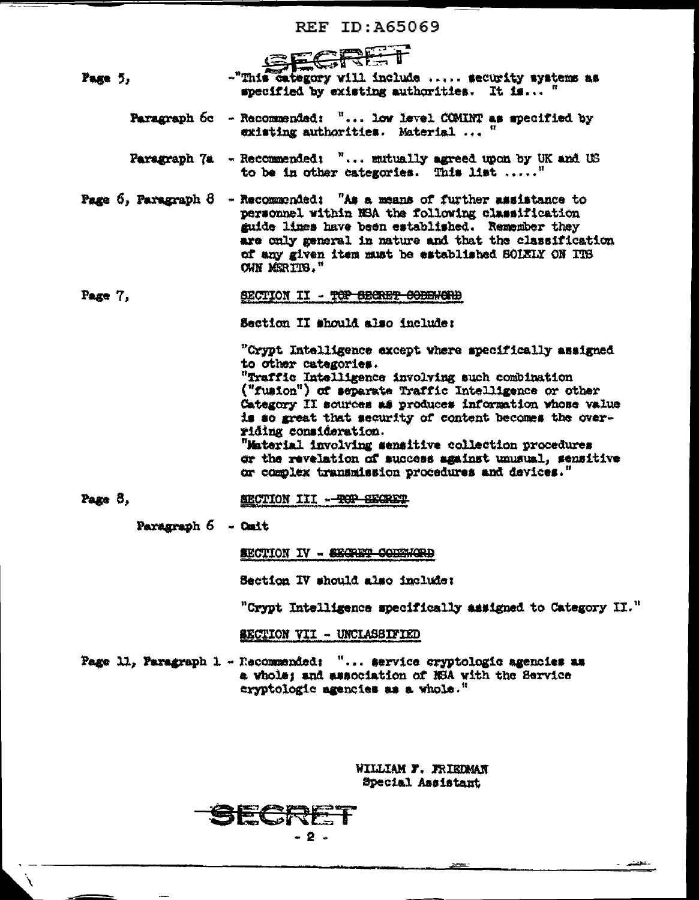REF ID:A65069

SECRET

Page 5, -"This category will include ..... security systems as specified by existing authorities. It is... "

Paragraph 6c - Recommended: "... low level COMINT as specified by existing authorities. Material ... "

Paragraph 7a - Recommended: "... mutually agreed upon by UK and US to be in other categories. This list ....."

Page 6, Paragraph 8 - Recommended: "As a means of further assistance to personnel within NSA the following classification guide lines have been established. Remember they are only general in nature and that the classification of any given item must be established SOLELY ON ITS OWN MERITS."

Page 7, SECTION II - ~~TOP SECRET CODEWORD~~

Section II should also include:

"Crypt Intelligence except where specifically assigned to other categories.
"Traffic Intelligence involving such combination ("fusion") of separate Traffic Intelligence or other Category II sources as produces information whose value is so great that security of content becomes the overriding consideration.
"Material involving sensitive collection procedures or the revelation of success against unusual, sensitive or complex transmission procedures and devices."

Page 8, SECTION III -~~TOP SECRET~~

Paragraph 6 - Omit

SECTION IV - ~~SECRET CODEWORD~~

Section IV should also include:

"Crypt Intelligence specifically assigned to Category II."

SECTION VII - UNCLASSIFIED

Page 11, Paragraph 1 - Recommended: "... service cryptologic agencies as a whole; and association of NSA with the Service cryptologic agencies as a whole."

WILLIAM F. FRIEDMAN
Special Assistant

SECRET